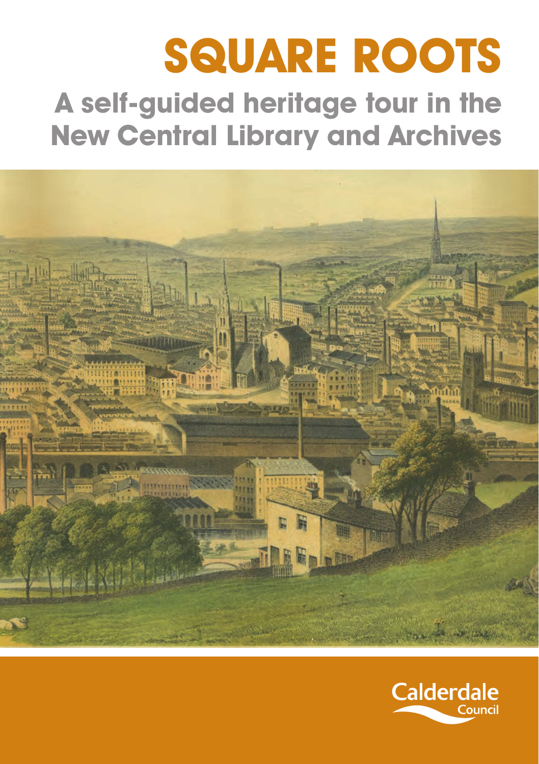# SQUARE ROOTS

## A self-guided heritage tour in the New Central Library and Archives

Calderdale Council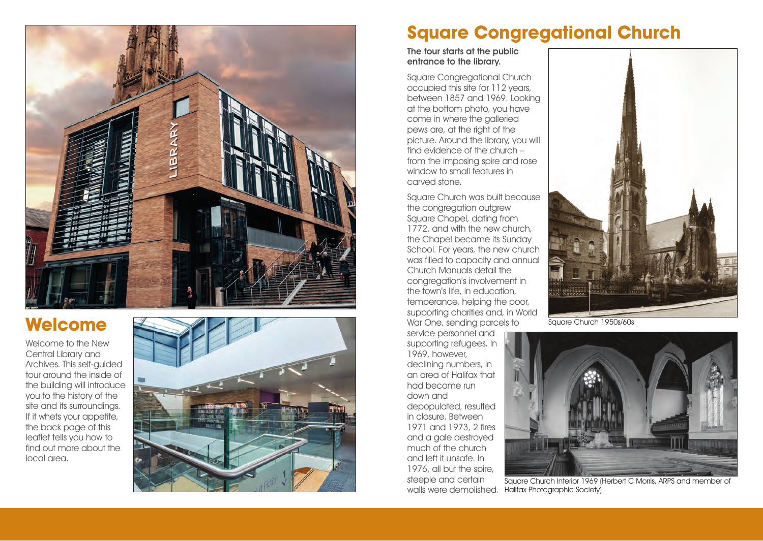## Welcome

Welcome to the New Central Library and Archives. This self-guided tour around the inside of the building will introduce you to the history of the site and its surroundings. If it whets your appetite, the back page of this leaflet tells you how to find out more about the local area.

## Square Congregational Church

**The tour starts at the public entrance to the library.**

Square Congregational Church occupied this site for 112 years, between 1857 and 1969. Looking at the bottom photo, you have come in where the galleried pews are, at the right of the picture. Around the library, you will find evidence of the church – from the imposing spire and rose window to small features in carved stone.

Square Church was built because the congregation outgrew Square Chapel, dating from 1772, and with the new church, the Chapel became its Sunday School. For years, the new church was filled to capacity and annual Church Manuals detail the congregation's involvement in the town's life, in education, temperance, helping the poor, supporting charities and, in World War One, sending parcels to service personnel and supporting refugees. In 1969, however, declining numbers, in an area of Halifax that had become run down and depopulated, resulted in closure. Between 1971 and 1973, 2 fires and a gale destroyed much of the church and left it unsafe. In 1976, all but the spire, steeple and certain walls were demolished.

Square Church 1950s/60s

Square Church Interior 1969 (Herbert C Morris, ARPS and member of Halifax Photographic Society)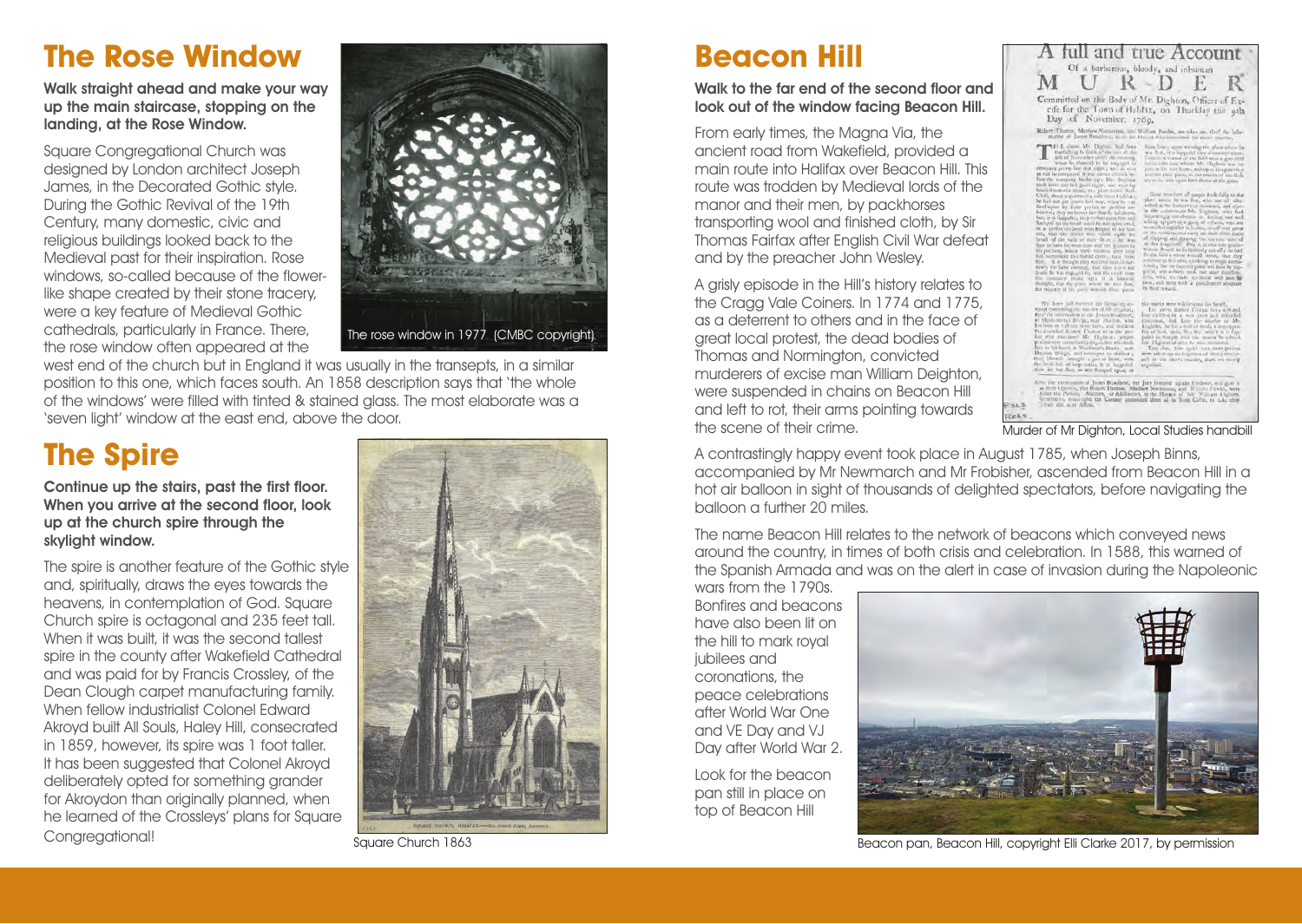# The Rose Window

**Walk straight ahead and make your way up the main staircase, stopping on the landing, at the Rose Window.**

Square Congregational Church was designed by London architect Joseph James, in the Decorated Gothic style. During the Gothic Revival of the 19th Century, many domestic, civic and religious buildings looked back to the Medieval past for their inspiration. Rose windows, so-called because of the flower-like shape created by their stone tracery, were a key feature of Medieval Gothic cathedrals, particularly in France. There, the rose window often appeared at the west end of the church but in England it was usually in the transepts, in a similar position to this one, which faces south. An 1858 description says that 'the whole of the windows' were filled with tinted & stained glass. The most elaborate was a 'seven light' window at the east end, above the door.

The rose window in 1977 (CMBC copyright)

# The Spire

**Continue up the stairs, past the first floor. When you arrive at the second floor, look up at the church spire through the skylight window.**

The spire is another feature of the Gothic style and, spiritually, draws the eyes towards the heavens, in contemplation of God. Square Church spire is octagonal and 235 feet tall. When it was built, it was the second tallest spire in the county after Wakefield Cathedral and was paid for by Francis Crossley, of the Dean Clough carpet manufacturing family. When fellow industrialist Colonel Edward Akroyd built All Souls, Haley Hill, consecrated in 1859, however, its spire was 1 foot taller. It has been suggested that Colonel Akroyd deliberately opted for something grander for Akroydon than originally planned, when he learned of the Crossleys' plans for Square Congregational!

Square Church 1863

# Beacon Hill

**Walk to the far end of the second floor and look out of the window facing Beacon Hill.**

From early times, the Magna Via, the ancient road from Wakefield, provided a main route into Halifax over Beacon Hill. This route was trodden by Medieval lords of the manor and their men, by packhorses transporting wool and finished cloth, by Sir Thomas Fairfax after English Civil War defeat and by the preacher John Wesley.

A grisly episode in the Hill's history relates to the Cragg Vale Coiners. In 1774 and 1775, as a deterrent to others and in the face of great local protest, the dead bodies of Thomas and Normington, convicted murderers of excise man William Deighton, were suspended in chains on Beacon Hill and left to rot, their arms pointing towards the scene of their crime.

A full and true Account Of a barbarous, bloody, and inhuman MURDER Committed on the Body of Mr. Dighton, Officer of Excise for the Town of Halifax, on Thursday the 9th Day of November, 1769.

Murder of Mr Dighton, Local Studies handbill

A contrastingly happy event took place in August 1785, when Joseph Binns, accompanied by Mr Newmarch and Mr Frobisher, ascended from Beacon Hill in a hot air balloon in sight of thousands of delighted spectators, before navigating the balloon a further 20 miles.

The name Beacon Hill relates to the network of beacons which conveyed news around the country, in times of both crisis and celebration. In 1588, this warned of the Spanish Armada and was on the alert in case of invasion during the Napoleonic wars from the 1790s. Bonfires and beacons have also been lit on the hill to mark royal jubilees and coronations, the peace celebrations after World War One and VE Day and VJ Day after World War 2.

Look for the beacon pan still in place on top of Beacon Hill

Beacon pan, Beacon Hill, copyright Elli Clarke 2017, by permission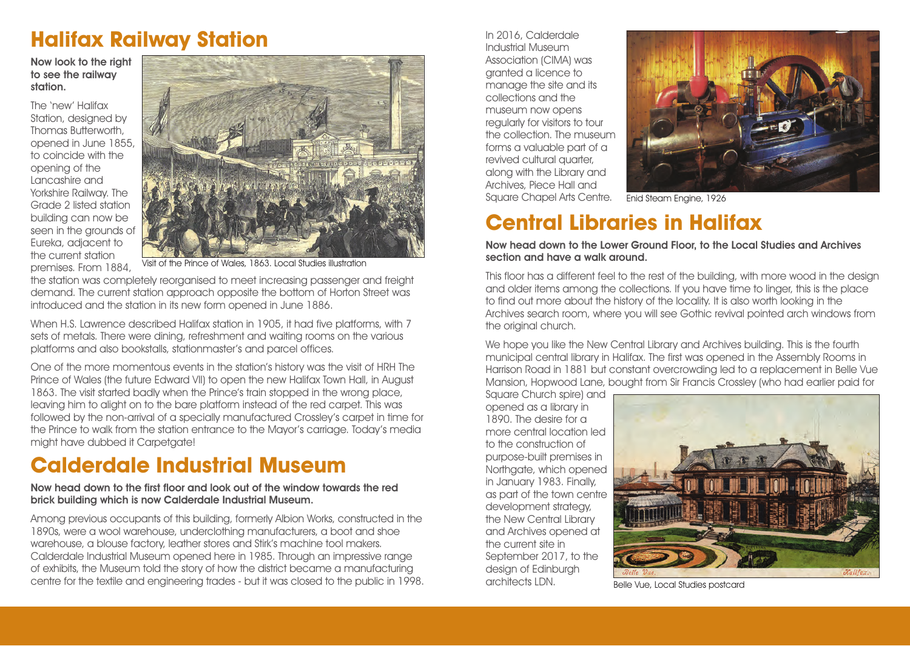## Halifax Railway Station

**Now look to the right to see the railway station.**

The 'new' Halifax Station, designed by Thomas Butterworth, opened in June 1855, to coincide with the opening of the Lancashire and Yorkshire Railway. The Grade 2 listed station building can now be seen in the grounds of Eureka, adjacent to the current station premises. From 1884, the station was completely reorganised to meet increasing passenger and freight demand. The current station approach opposite the bottom of Horton Street was introduced and the station in its new form opened in June 1886.

Visit of the Prince of Wales, 1863. Local Studies illustration

When H.S. Lawrence described Halifax station in 1905, it had five platforms, with 7 sets of metals. There were dining, refreshment and waiting rooms on the various platforms and also bookstalls, stationmaster's and parcel offices.

One of the more momentous events in the station's history was the visit of HRH The Prince of Wales (the future Edward VII) to open the new Halifax Town Hall, in August 1863. The visit started badly when the Prince's train stopped in the wrong place, leaving him to alight on to the bare platform instead of the red carpet. This was followed by the non-arrival of a specially manufactured Crossley's carpet in time for the Prince to walk from the station entrance to the Mayor's carriage. Today's media might have dubbed it Carpetgate!

## Calderdale Industrial Museum

**Now head down to the first floor and look out of the window towards the red brick building which is now Calderdale Industrial Museum.**

Among previous occupants of this building, formerly Albion Works, constructed in the 1890s, were a wool warehouse, underclothing manufacturers, a boot and shoe warehouse, a blouse factory, leather stores and Stirk's machine tool makers. Calderdale Industrial Museum opened here in 1985. Through an impressive range of exhibits, the Museum told the story of how the district became a manufacturing centre for the textile and engineering trades - but it was closed to the public in 1998.

In 2016, Calderdale Industrial Museum Association (CIMA) was granted a licence to manage the site and its collections and the museum now opens regularly for visitors to tour the collection. The museum forms a valuable part of a revived cultural quarter, along with the Library and Archives, Piece Hall and Square Chapel Arts Centre.

Enid Steam Engine, 1926

## Central Libraries in Halifax

**Now head down to the Lower Ground Floor, to the Local Studies and Archives section and have a walk around.**

This floor has a different feel to the rest of the building, with more wood in the design and older items among the collections. If you have time to linger, this is the place to find out more about the history of the locality. It is also worth looking in the Archives search room, where you will see Gothic revival pointed arch windows from the original church.

We hope you like the New Central Library and Archives building. This is the fourth municipal central library in Halifax. The first was opened in the Assembly Rooms in Harrison Road in 1881 but constant overcrowding led to a replacement in Belle Vue Mansion, Hopwood Lane, bought from Sir Francis Crossley (who had earlier paid for Square Church spire) and opened as a library in 1890. The desire for a more central location led to the construction of purpose-built premises in Northgate, which opened in January 1983. Finally, as part of the town centre development strategy, the New Central Library and Archives opened at the current site in September 2017, to the design of Edinburgh architects LDN.

Belle Vue, Local Studies postcard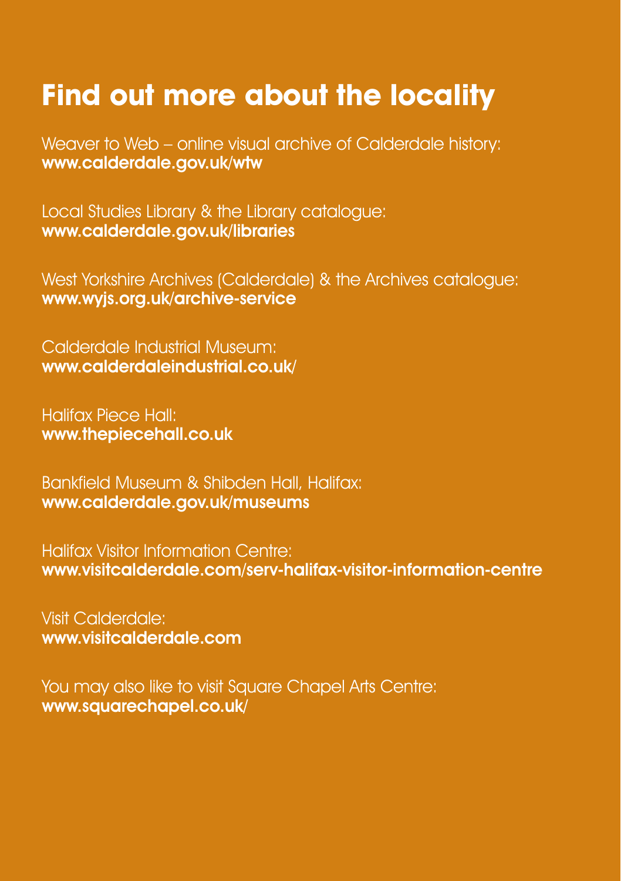# Find out more about the locality

Weaver to Web – online visual archive of Calderdale history:
**www.calderdale.gov.uk/wtw**

Local Studies Library & the Library catalogue:
**www.calderdale.gov.uk/libraries**

West Yorkshire Archives (Calderdale) & the Archives catalogue:
**www.wyjs.org.uk/archive-service**

Calderdale Industrial Museum:
**www.calderdaleindustrial.co.uk/**

Halifax Piece Hall:
**www.thepiecehall.co.uk**

Bankfield Museum & Shibden Hall, Halifax:
**www.calderdale.gov.uk/museums**

Halifax Visitor Information Centre:
**www.visitcalderdale.com/serv-halifax-visitor-information-centre**

Visit Calderdale:
**www.visitcalderdale.com**

You may also like to visit Square Chapel Arts Centre:
**www.squarechapel.co.uk/**